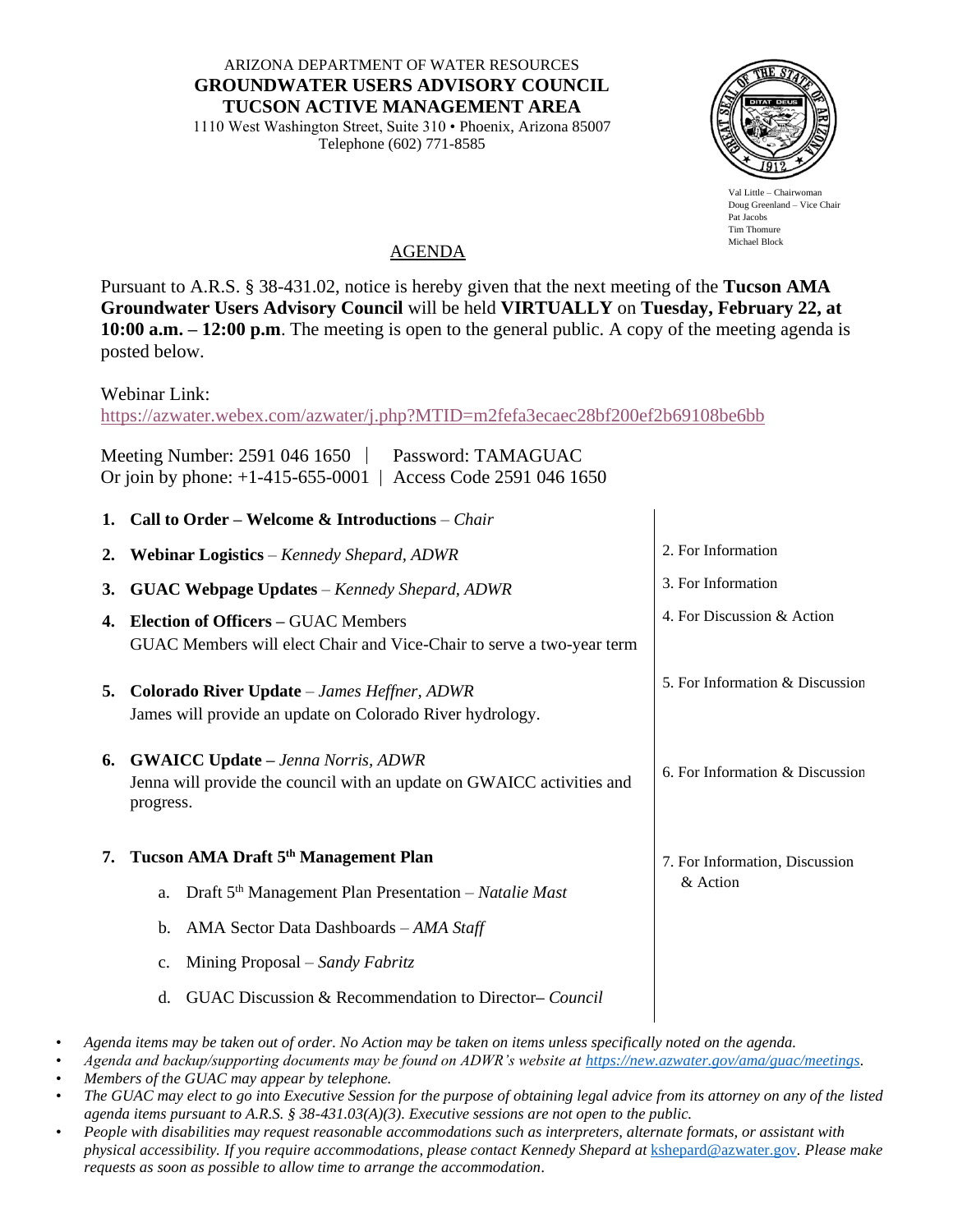ARIZONA DEPARTMENT OF WATER RESOURCES

**GROUNDWATER USERS ADVISORY COUNCIL**

**TUCSON ACTIVE MANAGEMENT AREA**

1110 West Washington Street, Suite 310 • Phoenix, Arizona 85007

Telephone (602) 771-8585

Val Little – Chairwoman
Doug Greenland – Vice Chair
Pat Jacobs
Tim Thomure
Michael Block

## AGENDA

Pursuant to A.R.S. § 38-431.02, notice is hereby given that the next meeting of the **Tucson AMA Groundwater Users Advisory Council** will be held **VIRTUALLY** on **Tuesday, February 22, at 10:00 a.m. – 12:00 p.m**. The meeting is open to the general public. A copy of the meeting agenda is posted below.

Webinar Link:
https://azwater.webex.com/azwater/j.php?MTID=m2fefa3ecaec28bf200ef2b69108be6bb

Meeting Number: 2591 046 1650 | Password: TAMAGUAC
Or join by phone: +1-415-655-0001 | Access Code 2591 046 1650

| Item | |
|---|---|
| 1. **Call to Order – Welcome & Introductions** – *Chair* | |
| 2. **Webinar Logistics** – *Kennedy Shepard, ADWR* | 2. For Information |
| 3. **GUAC Webpage Updates** – *Kennedy Shepard, ADWR* | 3. For Information |
| 4. **Election of Officers –** GUAC Members<br>GUAC Members will elect Chair and Vice-Chair to serve a two-year term | 4. For Discussion & Action |
| 5. **Colorado River Update** – *James Heffner, ADWR*<br>James will provide an update on Colorado River hydrology. | 5. For Information & Discussion |
| 6. **GWAICC Update –** *Jenna Norris, ADWR*<br>Jenna will provide the council with an update on GWAICC activities and progress. | 6. For Information & Discussion |
| 7. **Tucson AMA Draft 5th Management Plan**<br>a. Draft 5th Management Plan Presentation – *Natalie Mast*<br>b. AMA Sector Data Dashboards – *AMA Staff*<br>c. Mining Proposal – *Sandy Fabritz*<br>d. GUAC Discussion & Recommendation to Director– *Council* | 7. For Information, Discussion & Action |

- *Agenda items may be taken out of order. No Action may be taken on items unless specifically noted on the agenda.*
- *Agenda and backup/supporting documents may be found on ADWR's website at https://new.azwater.gov/ama/guac/meetings.*
- *Members of the GUAC may appear by telephone.*
- *The GUAC may elect to go into Executive Session for the purpose of obtaining legal advice from its attorney on any of the listed agenda items pursuant to A.R.S. § 38-431.03(A)(3). Executive sessions are not open to the public.*
- *People with disabilities may request reasonable accommodations such as interpreters, alternate formats, or assistant with physical accessibility. If you require accommodations, please contact Kennedy Shepard at kshepard@azwater.gov. Please make requests as soon as possible to allow time to arrange the accommodation.*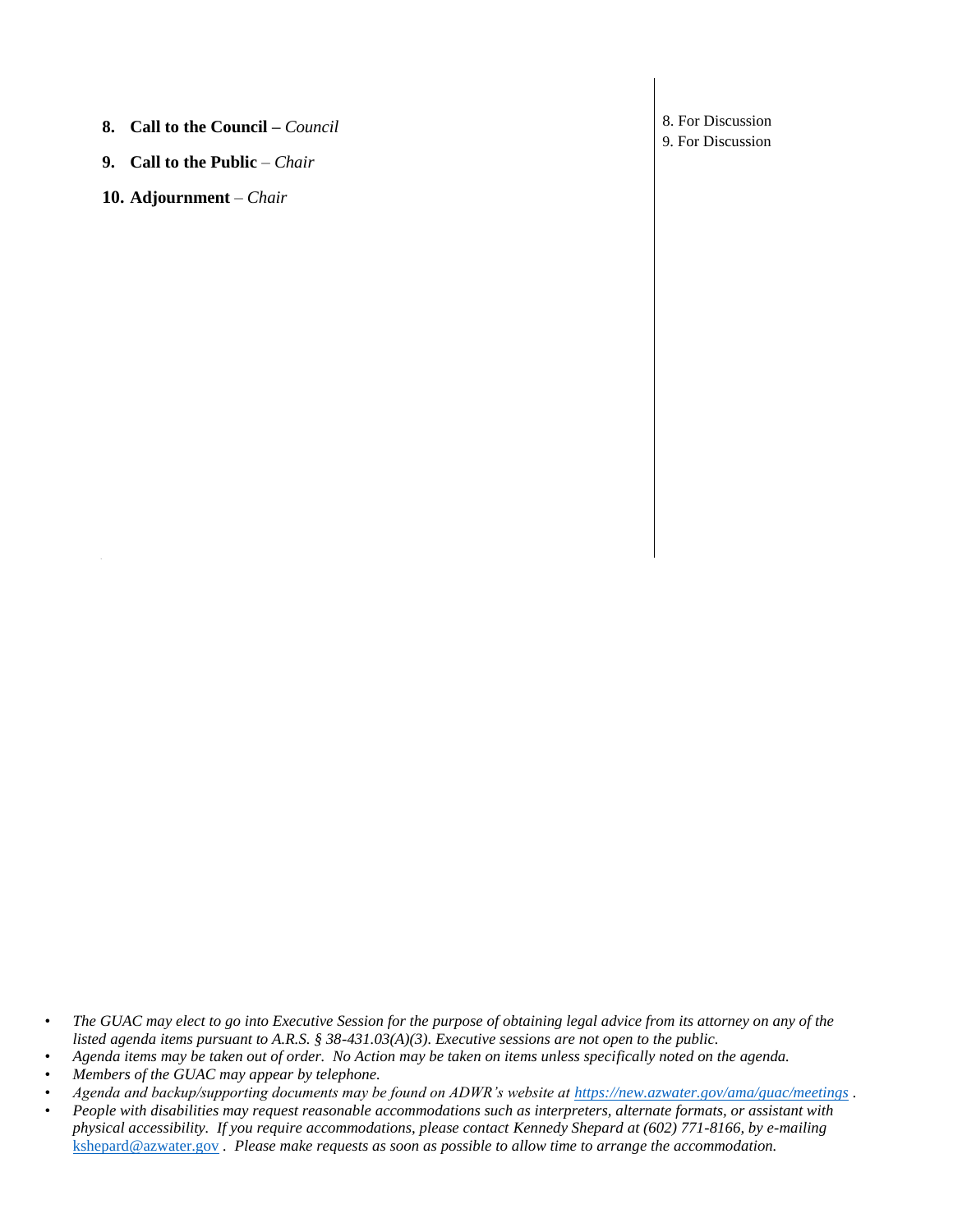8. **Call to the Council –** *Council*

9. **Call to the Public** – *Chair*

10. **Adjournment** – *Chair*

8. For Discussion
9. For Discussion

- *The GUAC may elect to go into Executive Session for the purpose of obtaining legal advice from its attorney on any of the listed agenda items pursuant to A.R.S. § 38-431.03(A)(3). Executive sessions are not open to the public.*
- *Agenda items may be taken out of order. No Action may be taken on items unless specifically noted on the agenda.*
- *Members of the GUAC may appear by telephone.*
- *Agenda and backup/supporting documents may be found on ADWR's website at [https://new.azwater.gov/ama/guac/meetings](https://new.azwater.gov/ama/guac/meetings) .*
- *People with disabilities may request reasonable accommodations such as interpreters, alternate formats, or assistant with physical accessibility. If you require accommodations, please contact Kennedy Shepard at (602) 771-8166, by e-mailing [kshepard@azwater.gov](mailto:kshepard@azwater.gov) . Please make requests as soon as possible to allow time to arrange the accommodation.*